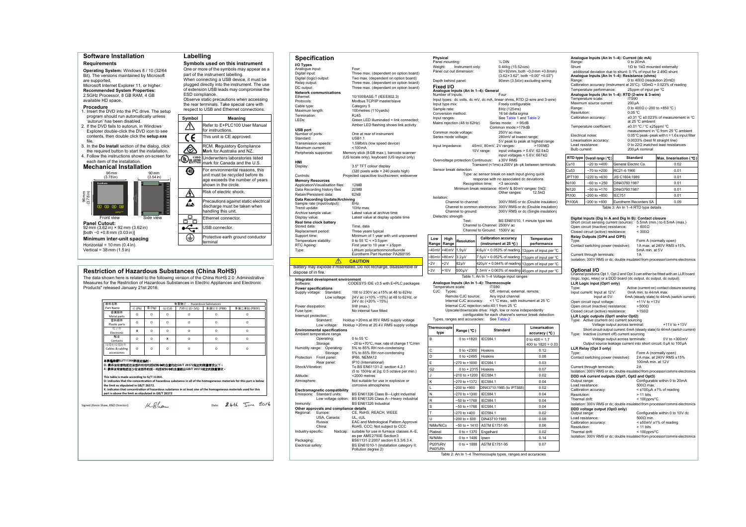## Software Installation

### Requirements

**Operating System:** Windows 8 / 10 (32/64 Bit). The versions maintained by Microsoft are supported.

Microsoft Internet Explorer 11, or higher.

**Recommended System Properties:**
2.5GHz Processor, 8 GB RAM, 4 GB available HD space.

### Procedure

1. Insert the DVD into the PC drive. The setup program should run automatically unless 'autorun' has been disabled.
2. If the DVD fails to autorun, in Windows Explorer double-click the DVD icon to see contents, then double click the **setup.exe** file.
3. In the **Do Install** section of the dialog, click the required button to start the installation.
4. Follow the instructions shown on-screen for each item of the installation.

## Mechanical Installation

96 mm (3.78 in) | 90 mm (3.54 in) | 96 mm (3.78 in)

Front view | Side view

**Panel Cutout:**
92 mm (3.62 in) × 92 mm (3.62 in)
[both −0 +0.8 mm (0.03 in)]

**Minimum inter-unit spacing**
Horizontal = 10 mm (0.4 in).
Vertical = 38 mm (1.5 in)

## Labelling

### Symbols used on this instrument

One or more of the symbols may appear as a part of the instrument labelling.

When connecting a USB device, it must be plugged directly into the instrument. The use of extension USB leads may compromise the ESD compliance.

Observe static precautions when accessing the rear terminals. Take special care with respect to USB and Ethernet connections.

| Symbol | Meaning |
|---|---|
| ⚠ | Refer to E+PLC100 User Manual for instructions. |
| CE | This unit is CE approved. |
| RCM | RCM. **R**egulatory **C**ompliance **M**ark for Australia and NZ. |
| c UL us LISTED E57766 | Underwriters laboratories listed mark for Canada and the U.S. |
| 40 | For environmental reasons, this unit must be recycled before its age exceeds the number of years shown in the circle. |
| ⚡ | Risk of electric shock. |
| ESD | Precautions against static electrical discharge must be taken when handling this unit. |
| Ethernet | Ethernet connector. |
| USB | USB connector. |
| ⏚ | Protective earth ground conductor terminal |

## Restriction of Hazardous Substances (China RoHS)

The data shown here is related to the following version of the China RoHS 2.0: Administrative Measures for the Restriction of Hazardous Substances in Electric Appliances and Electronic Products" released January 21st 2016.

| 部件名称 Part Name | 有害物质 - Hazardous Substances | | | | | |
|---|---|---|---|---|---|---|
| | 铅 (Pb) | 汞 (Hg) | 镉 (Cd) | 六价铬 (Cr (VI)) | 多溴联苯 (PBB) | 多溴二苯醚 (PBDE) |
| 金属部件 Metal parts | O | O | O | O | O | O |
| 塑料部件 Plastic parts | O | O | O | O | O | O |
| 电子件 Electronic | X | O | O | O | O | O |
| 触点 Contacts | O | O | X | O | O | O |
| 线缆和线缆附件 Cables & cabling accessories | O | O | O | O | O | O |

本表格依据SJ/T11364的规定编制。
O: 表示该有害物质在该部件所有均质材料中的含量均在GB/T 26572规定的限量要求以下。
X: 表示该有害物质至少在该部件的某一均质材料中的含量超出GB/T 26572规定的限量要求。

This table is made according to SJ/T 11364.
O: indicates that the concentration of hazardous substance in all of the homogeneous materials for this part is below the limit as stipulated in GB/T 26572.
X: indicates that concentration of hazardous substance in at least one of the homogeneous materials used for this part is above the limit as stipulated in GB/T 26572

Signed (Kevin Shaw, R&D Director): K Shaw    Date: 26th June 2016

## Specification

**I/O Types**
- Analogue input: Four
- Digital input: Three max. (dependent on option board)
- Digital (logic) output: Two max. (dependent on option board)
- Relay output: Three max. (dependant on option board)
- DC output: Three max. (dependant on option board)

**Network communications**
- Ethernet: 10/100BASE-T (IEEE802.3)
- Protocols: Modbus TCP/IP master/slave
- Cable type: Category 5
- Maximum length: 100metres (110yards)
- Termination: RJ45
- LEDs: Green LED illuminated = link connected; Amber LED flashing shows link activity

**USB port**
- Number of ports: One at rear of instrument
- Standard: USB1.1
- Transmission speeds: 1.5Mbit/s (low speed device)
- Maximum current: <100mA
- Peripherals supported: Memory stick (8GB max.), barcode scanner (US locale only), keyboard (US layout only)

**HMI**
- Display: 3.5" TFT colour display (320 pixels wide × 240 pixels high)
- Controls: Projected capacitive touchscreen; webserver

**Memory Resources**
- Application/Visualisation files: 12MB
- Data Recording history files: 22MB
- Retain/Persistent data: 62kB

**Data Recording Update/Archiving**
- Sample rate (input/output): 8Hz
- Trend update: 10Hz max.
- Archive sample value: Latest value at archive time
- Display value: Latest value at display update time

**Real time clock battery**
- Stored data: Time, date
- Replacement period: Three years typical
- Support time: Minimum of 1 year with unit unpowered
- Temperature stability: 0 to 55 ℃ < +3.5ppm
- RTC Ageing: First year to 10 year < ±5ppm
- Type: Lithium polycarbonmonofluoride Eurotherm Part Number PA260195

**⚠ CAUTION**
Battery may explode if mistreated. Do not recharge, disassemble or dispose of in fire.

**Integrated development environment**
- Software: CODESYS IDE v3.5 with E+PLC packages

**Power specifications**
- Supply voltage: Standard: 100 to 230V ac ±15% at 48 to 62Hz
- Low voltage: 24V ac (+10% −15%) at 48 to 62Hz, or 24V dc (+20% −15%)
- Power dissipation: 9W (max.)
- Fuse type: No internal fuse fitted
- Interrupt protection:
  - Standard: Holdup >20ms at 85V RMS supply voltage
  - Low voltage: Holdup >20ms at 20.4V RMS supply voltage

**Environmental specifications**
- Ambient temperature range
  - Operating: 0 to 55 ℃
  - Storage: −20 to +70℃, max. rate of change 1℃/min
- Humidity range: Operating: 5% to 85% RH non-condensing
  - Storage: 5% to 85% RH non-condensing
- Protection: Front panel: IP66, NEMA12
  - Rear panel: IP10 (International)
- Shock/Vibration: To BS EN61131-2: section 4.2.1 (5 to 150Hz at 2g; 0.5 octave per min.)
- Altitude: <2000 metres
- Atmosphere: Not suitable for use in explosive or corrosive atmospheres

**Electromagnetic compatibility**
- Emissions: Standard units: BS EN61326 Class B—Light industrial
  - Low voltage option: BS EN61326 Class A—Heavy industrial
- Immunity: BS EN61326 Industrial

**Other approvals and compliance details**
- Regional: Europe: CE, RoHS, REACH, WEEE
  - USA, Canada: UL, cUL
  - Russia: EAC and Metrological Pattern Approval
  - China: RoHS, CCC: Not subject to CCC
- Industry-specific: Nadcap: suitable for use in furnace classes A–E, as per AMS2750E Section3
- Packaging: BS61131-2:2007 section 6.3.3/6.3.4.
- Electrical safety: BS EN61010-1 (Installation category II; Pollution degree 2)

**Physical**
- Panel mounting: ¼ DIN
- Weight: Instrument only: 0.44kg (15.52ozs)
- Panel cut out dimension: 92×92mm, both −0.0mm +0.8mm) (3.62×3.62", both −0.00" +0.03")
- Depth behind panel: 90mm (3.54in) excluding wiring

### Fixed I/O

**Analogue Inputs (An In 1–4): General**
- Number of inputs: Four
- Input types: dc volts, dc mV, dc mA, linear ohms, RTD (2-wire and 3-wire)
- Input type mix: Freely configurable
- Sample rate: 8Hz (125ms)
- Conversion method: 16 bit delta sigma
- Input ranges: See Table 1 and Table 2
- Mains rejection (48 to 62Hz): Series mode: > 95dB; Common mode:>179dB
- Common mode voltage: 250V ac max.
- Series mode voltage: 280mV at lowest range; 5V peak to peak at highest range
- Input Impedance: 40mV, 80mV, 2V ranges: >100MΩ; 10V range: input voltages > 5.6V: 62.5kΩ; input voltages < 5.6V: 667kΩ
- Overvoltage protection: Continuous: ±30V RMS; Transient (<1ms):±200V pk–pk between terminals
- Sensor break detection
  - Type: ac sensor break on each input giving quick response with no associated dc deviations
  - Recognition time: <3 seconds
  - Minimum break resistance: 40mV & 80mV ranges: 5kΩ; Other ranges: 12.5kΩ
- Isolation:
  - Channel to channel: 300V RMS or dc (Double insulation)
  - Channel to common electronics: 300V RMS or dc (Double insulation)
  - Channel to ground: 300V RMS or dc (Single insulation)
- Dielectric strength
  - Test: BS EN61010, 1 minute type test
  - Channel to Channel: 2500V ac
  - Channel to Ground: 1500V ac

| Low Range | High Range | Resolution | Calibration accuracy (instrument at 25 ℃) | Temperature performance |
|---|---|---|---|---|
| −40mV | +40mV | 1.9μV | 4.6μV + 0.053% of reading | 13 ppm of input per ℃ |
| −80mV | +80mV | 3.2μV | 7.5μV + 0.052% of reading | 13 ppm of input per ℃ |
| −2V | +2V | 82μV | 420μV + 0.044% of reading | 13 ppm of input per ℃ |
| −3V | +10V | 500μV | 1.5mV + 0.063% of reading | 45 ppm of input per ℃ |

Table 1: An In 1–4 Voltage input ranges

**Analogue Inputs (An In 1–4): Thermocouple**
- Temperature scale: ITS90
- CJC Types: Off, internal, external, remote.
  - Remote CJC source: Any input channel
  - Internal CJC accuracy: <1 ℃ max., with instrument at 25 ℃
  - Internal CJC rejection ratio: 40:1 from 25 ℃
- Upscale/downscale drive: High, low or none independently configurable for each channel's sensor break detection
- Types, ranges and accuracies: See Table 2

| Thermocouple type | Range (℃) | Standard | Linearisation accuracy (℃) |
|---|---|---|---|
| B | 0 to +1820 | IEC584.1 | 0 to 400 = 1.7; 400 to 1820 = 0.03 |
| C | 0 to +2300 | Hoskins | 0.12 |
| D | 0 to +2495 | Hoskins | 0.08 |
| E | −270 to +1000 | IEC584.1 | 0.03 |
| G2 | 0 to + 2315 | Hoskins | 0.07 |
| J | −210 to +1200 | IEC584.1 | 0.02 |
| K | −270 to +1372 | IEC584.1 | 0.04 |
| L | −200 to +900 | DIN43710:1985 (to IPTS68) | 0.02 |
| N | −270 to +1300 | IEC584.1 | 0.04 |
| R | −50 to +1768 | IEC584.1 | 0.04 |
| S | −50 to +1768 | IEC584.1 | 0.04 |
| T | −270 to +400 | IEC584.1 | 0.02 |
| U | −200 to + 600 | DIN43710:1985 | 0.08 |
| NiMo/NiCo | −50 to + 1410 | ASTM E1751-95 | 0.06 |
| Platinel | 0 to + 1370 | Engelhard | 0.02 |
| Ni/NiMo | 0 to + 1406 | Ipsen | 0.14 |
| Pt20%Rh/Pt40%Rh | 0 to + 1888 | ASTM E1751-95 | 0.07 |

Table 2: An In 1–4 Thermocouple types, ranges and accuracies

**Analogue Inputs (An In 1–4): Current (dc mA)**
- Range: 0 to 20mA
- Shunt: 1Ω to 1kΩ mounted externally; additional deviation due to shunt: 0.1% of input for 2.49Ω shunt

**Analogue Inputs (An In 1–4): Resistance (ohms)**
- Range: 0 to 400Ω (resolution 20mΩ)
- Calibration accuracy (instrument at 25℃): 120mΩ + 0.023% of reading
- Temperature performance: 25ppm of input per ℃

**Analogue Inputs (An In 1–4): RTD (2-wire & 3-wire)**
- Temperature scale: ITS90
- Maximum source current: 200μA
- Range: 0 to 400Ω (−200 to +850 ℃)
- Resolution: 0.05 ℃
- Calibration accuracy: ±0.31 ℃ ±0.023% of measurement in ℃ at 25 ℃ ambient
- Temperature coefficient: ±0.01 ℃/℃ ±25ppm/℃ measurement in ℃ from 25 ℃ ambient
- Electrical noise: 0.05℃ peak–peak with τ = 1.6s input filter
- Linearisation accuracy: 0.0033% (best fit straight line)
- Lead resistance: 0 to 22Ω matched lead resistances
- Bulb current: 200μA nominal

| RTD type | Overall range (℃) | Standard | Max. linearisation (℃) |
|---|---|---|---|
| Cu10 | −20 to +400 | General Electric Co. | 0.02 |
| Cu53 | −70 to +200 | RC21-4-1966 | 0.01 |
| JPT100 | −220 to +630 | JIS C1604:1989 | 0.01 |
| Ni100 | −60 to +250 | DIN43760:1987 | 0.01 |
| Ni120 | −50 to +170 | DIN43760:1987 | 0.01 |
| Pt100 | −200 to +850 | IEC751 | 0.01 |
| Pt100A | −200 to +600 | Eurotherm Recorders SA | 0.09 |

Table 3: An In 1–4 RTD type details

**Digital Inputs (Dig In A and Dig In B): Contact closure**
- Short circuit sensing current (source): 5.5mA (min.) to 6.5mA (max.)
- Open circuit (inactive) resistance: > 600Ω
- Closed circuit (active) resistance: < 300Ω

**Relay Outputs (O/P4 and O/P5)**
- Type: Form A (normally open)
- Contact switching power (resistive): 1A max. at 240V RMS ±15%, 5mA min. at 5V
- Current through terminals: 1A
- Isolation: 300V RMS or dc; double insulated from processor/comms electronics

### Optional I/O

Channel positions Opt 1, Opt 2 and Opt 3 can either be fitted with an LLR board (logic, logic, relay) or a DDD board (dc output, dc output, dc output).

**LLR Logic input (Opt1 only)**
- Type: Active (current on) contact closure sourcing
- Input current: Input at 12V: 0mA min. to 44mA max.
  - Input at 0V: 6mA (steady state) to 44mA (switch current)
- Open circuit input voltage: +11V to +13V
- Open circuit (inactive) resistance: >500Ω
- Closed circuit (active) resistance: >150Ω

**LLR Logic outputs (Opt1 and/or Opt2)**
- Type: Active (current on) current sourcing
  - Voltage output across terminal: +11V to +13V
  - Short circuit output current: 6mA (steady state) to 44mA (switch current)
- Type: Inactive (current off) current sourcing
  - Voltage output across terminals: 0V to +300mV
  - Output source leakage current into short circuit: 0μA to 100μA

**LLR Relay (Opt 3 only)**
- Type: Form A (normally open)
- Contact switching power (resistive): 2A max. at 240V RMS ±15%; 100mA min. at 12V
- Current through terminals: 2A
- Isolation: 300V RMS or dc; double insulated from processor/comms electronics

**DDD mA current outputs (Opt1, Opt2 and Opt3)**
- Output range: Configurable within 0 to 20mA
- Load resistance: 500Ω max.
- Calibration accuracy: < ±100μA ±1% of reading
- Resolution: > 11 bits
- Thermal drift: < 100ppm/℃
- Isolation: 300V RMS or dc; double insulated from processor/comms electronics

**DDD voltage output (Opt3 only)**
- Output range: Configurable within 0 to 10V dc
- Load resistance: 500Ω min.
- Calibration accuracy: < ±50mV ±1% of reading
- Resolution: > 11 bits
- Thermal drift: < 100ppm/℃
- Isolation: 300V RMS or dc; double insulated from processor/comms electronics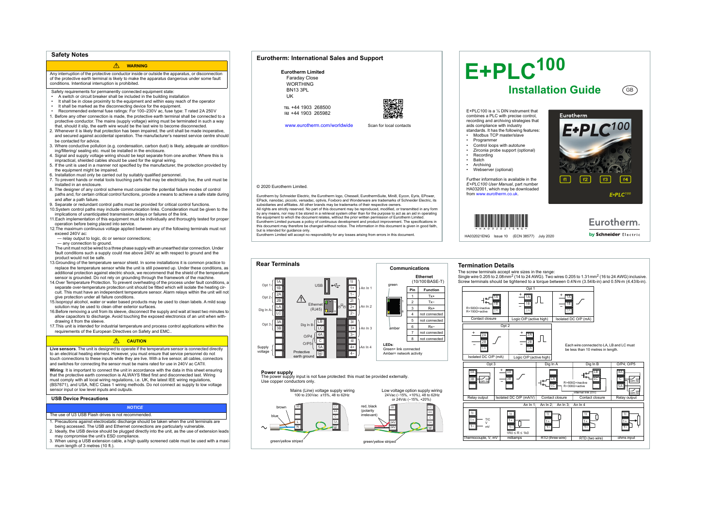## Safety Notes

⚠ **WARNING**

Any interruption of the protective conductor inside or outside the apparatus, or disconnection of the protective earth terminal is likely to make the apparatus dangerous under some fault conditions. Intentional interruption is prohibited.

Safety requirements for permanently connected equipment state:

- A switch or circuit breaker shall be included in the building installation
- It shall be in close proximity to the equipment and within easy reach of the operator
- It shall be marked as the disconnecting device for the equipment.
- Recommended external fuse ratings: For 100–230V ac, fuse type: T rated 2A 250V

1. Before any other connection is made, the protective earth terminal shall be connected to a protective conductor. The mains (supply voltage) wiring must be terminated in such a way that, should it slip, the earth wire would be the last wire to become disconnected.
2. Whenever it is likely that protection has been impaired, the unit shall be made inoperative, and secured against accidental operation. The manufacturer's nearest service centre should be contacted for advice.
3. Where conductive pollution (e.g. condensation, carbon dust) is likely, adequate air conditioning/filtering/ sealing etc. must be installed in the enclosure.
4. Signal and supply voltage wiring should be kept separate from one another. Where this is impractical, shielded cables should be used for the signal wiring.
5. If the unit is used in a manner not specified by the manufacturer, the protection provided by the equipment might be impaired.
6. Installation must only be carried out by suitably qualified personnel.
7. To prevent hands or metal tools touching parts that may be electrically live, the unit must be installed in an enclosure.
8. The designer of any control scheme must consider the potential failure modes of control paths and, for certain critical control functions, provide a means to achieve a safe state during and after a path failure.
9. Separate or redundant control paths must be provided for critical control functions.
10. System control paths may include communication links. Consideration must be given to the implications of unanticipated transmission delays or failures of the link.
11. Each implementation of this equipment must be individually and thoroughly tested for proper operation before being placed into service.
12. The maximum continuous voltage applied between any of the following terminals must not exceed 240V ac:
    — relay output to logic, dc or sensor connections;
    — any connection to ground.
    The unit must not be wired to a three phase supply with an unearthed star connection. Under fault conditions such a supply could rise above 240V ac with respect to ground and the product would not be safe.
13. Grounding of the temperature sensor shield. In some installations it is common practice to replace the temperature sensor while the unit is still powered up. Under these conditions, as additional protection against electric shock, we recommend that the shield of the temperature sensor is grounded. Do not rely on grounding through the framework of the machine.
14. Over Temperature Protection. To prevent overheating of the process under fault conditions, a separate over-temperature protection unit should be fitted which will isolate the heating circuit. This must have an independent temperature sensor. Alarm relays within the unit will not give protection under all failure conditions.
15. Isopropyl alcohol, water or water based products may be used to clean labels. A mild soap solution may be used to clean other exterior surfaces.
16. Before removing a unit from its sleeve, disconnect the supply and wait at least two minutes to allow capacitors to discharge. Avoid touching the exposed electronics of an unit when withdrawing it from the sleeve.
17. This unit is intended for industrial temperature and process control applications within the requirements of the European Directives on Safety and EMC..

⚠ **CAUTION**

**Live sensors**. The unit is designed to operate if the temperature sensor is connected directly to an electrical heating element. However, you must ensure that service personnel do not touch connections to these inputs while they are live. With a live sensor, all cables, connectors and switches for connecting the sensor must be mains rated for use in 240V ac CATII.

**Wiring**: It is important to connect the unit in accordance with the data in this sheet ensuring that the protective earth connection is ALWAYS fitted first and disconnected last. Wiring must comply with all local wiring regulations, i.e. UK, the latest IEE wiring regulations, (BS7671), and USA, NEC Class 1 wiring methods. Do not connect ac supply to low voltage sensor input or low level inputs and outputs.

### USB Device Precautions

*NOTICE*

The use of U3 USB Flash drives is not recommended.

1. Precautions against electrostatic discharge should be taken when the unit terminals are being accessed. The USB and Ethernet connections are particularly vulnerable.
2. Ideally, the USB device should be plugged directly into the unit, as the use of extension leads may compromise the unit's ESD compliance.
3. When using a USB extension cable, a high quality screened cable must be used with a maximum length of 3 metres (10 ft.).

## Eurotherm: International Sales and Support

**Eurotherm Limited**
Faraday Close
WORTHING
BN13 3PL
UK

TEL +44 1903 268500
FAX +44 1903 265982

www.eurotherm.com/worldwide

Scan for local contacts

© 2020 Eurotherm Limited.

Eurotherm by Schneider Electric, the Eurotherm logo, Chessell, EurothermSuite, Mini8, Eycon, Eyris, EPower, EPack, nanodac, piccolo, versadac, optivis, Foxboro and Wonderware are trademarks of Schneider Electric, its subsidiaries and affiliates. All other brands may be trademarks of their respective owners.
All rights are strictly reserved. No part of this document may be reproduced, modified, or transmitted in any form by any means, nor may it be stored in a retrieval system other than for the purpose to act as an aid in operating the equipment to which the document relates, without the prior written permission of Eurotherm Limited.
Eurotherm Limited pursues a policy of continuous development and product improvement. The specifications in this document may therefore be changed without notice. The information in this document is given in good faith, but is intended for guidance only.
Eurotherm Limited will accept no responsibility for any losses arising from errors in this document.

# E+PLC[100]

## Installation Guide

GB

E+PLC100 is a ¼ DIN instrument that combines a PLC with precise control, recording and archiving strategies that aids compliance with industry standards. It has the following features:

- Modbus TCP master/slave
- Programmer
- Control loops with autotune
- Zirconia probe support (optional)
- Recording
- Batch
- Archiving
- Webserver (optional)

Further information is available in the *E+PLC100 User Manual*, part number HA032001, which may be downloaded from www.eurotherm.co.uk.

Eurotherm
E+PLC100
f1 f2 f3 f4
E+PLC100

\* H A 0 3 2 0 2 1 E N G \*

HA032021ENG Issue 10 (ECN 38577) July 2020

Eurotherm.
by Schneider Electric

## Rear Terminals

Opt 1: 1A, 1B
Opt 2: 2A, 2B
Dig In A: LA, LC
Opt 3: 3A, 3B
Supply voltage
USB
Ethernet (RJ45)
Dig In B: LB, LC
O/P4: 4A, C
O/P5: C, 5A
Protective earth ground
An In 1: 1I, 1+, 1−
An In 2: 2I, 2+, 2−
An In 3: 3I, 3+, 3−
An In 4: 4I, 4+, 4−

### Communications

green
amber

**Ethernet** (10/100 BASE-T)

| Pin | Function |
|---|---|
| 1 | Tx+ |
| 2 | Tx− |
| 3 | Rx+ |
| 4 | not connected |
| 5 | not connected |
| 6 | Rx− |
| 7 | not connected |
| 8 | not connected |

**LEDs**:
Green= link connected
Amber= network activity

### Power supply

The power supply input is not fuse protected: this must be provided externally.
Use copper conductors only.

Mains (Line) voltage supply wiring
100 to 230Vac ±15%, 48 to 62Hz
brown, blue, L, N, green/yellow striped

Low voltage option supply wiring
24Vac (−15%, +10%), 48 to 62Hz
or 24Vdc (−15%, +20%)
red, black (polarity irrelevant), 24V, 24V, green/yellow striped

## Termination Details

The screw terminals accept wire sizes in the range:
Single wire 0.205 to 2.08mm² (14 to 24 AWG). Two wires 0.205 to 1.31mm² (16 to 24 AWG) inclusive.
Screw terminals should be tightened to a torque between 0.4N·m (3.54lb-in) and 0.5N·m (4.43lb-in).

Opt 1: Contact closure (R>500Ω=inactive, R<150Ω=active); Logic O/P (active high); Isolated DC O/P (mA)

Opt 2: Isolated DC O/P (mA); Logic O/P (active high)

Each wire connected to LA, LB and LC must be less than 10 metres in length.

Opt 3: Relay output (com no); Isolated DC O/P (mA/V)
Dig In A: Contact closure
Dig In B: Contact closure (R>600Ω=inactive, R<300Ω=active; internal link (0V))
O/P4; O/P5: Relay output (com no)

An In 1; An In 2; An In 3; An In 4: Thermocouple, V, mV (T/C, V, mV); milliamps (1R0 ≤ R ≤ 1k0); RTD (three wire); RTD (two wire); ohms input